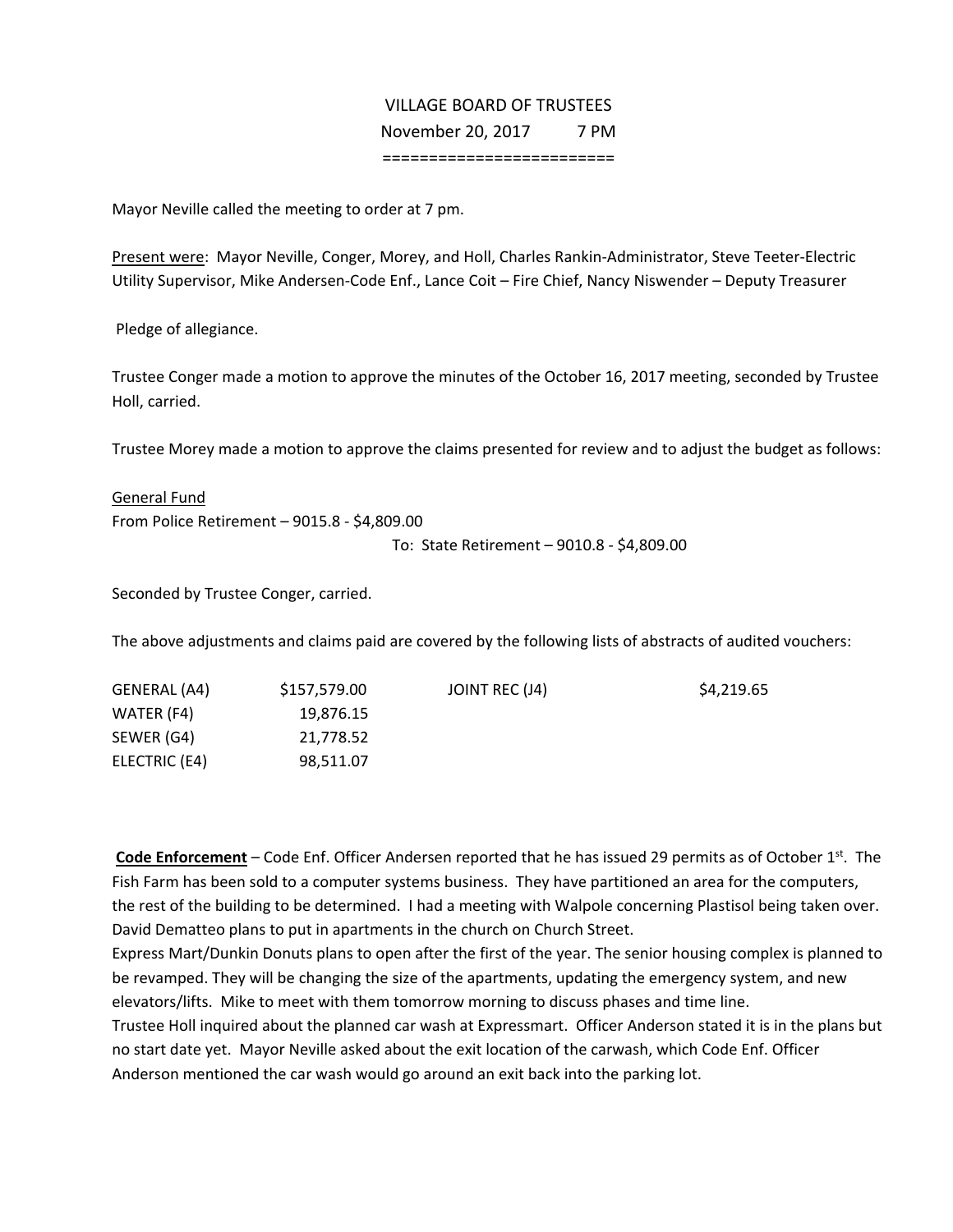# VILLAGE BOARD OF TRUSTEES
November 20, 2017 7 PM

========================

Mayor Neville called the meeting to order at 7 pm.

Present were: Mayor Neville, Conger, Morey, and Holl, Charles Rankin-Administrator, Steve Teeter-Electric Utility Supervisor, Mike Andersen-Code Enf., Lance Coit – Fire Chief, Nancy Niswender – Deputy Treasurer

Pledge of allegiance.

Trustee Conger made a motion to approve the minutes of the October 16, 2017 meeting, seconded by Trustee Holl, carried.

Trustee Morey made a motion to approve the claims presented for review and to adjust the budget as follows:

General Fund
From Police Retirement – 9015.8 - $4,809.00
To: State Retirement – 9010.8 - $4,809.00

Seconded by Trustee Conger, carried.

The above adjustments and claims paid are covered by the following lists of abstracts of audited vouchers:

| | | | |
|---|---|---|---|
| GENERAL (A4) | $157,579.00 | JOINT REC (J4) | $4,219.65 |
| WATER (F4) | 19,876.15 | | |
| SEWER (G4) | 21,778.52 | | |
| ELECTRIC (E4) | 98,511.07 | | |

**Code Enforcement** – Code Enf. Officer Andersen reported that he has issued 29 permits as of October 1st. The Fish Farm has been sold to a computer systems business. They have partitioned an area for the computers, the rest of the building to be determined. I had a meeting with Walpole concerning Plastisol being taken over. David Dematteo plans to put in apartments in the church on Church Street.
Express Mart/Dunkin Donuts plans to open after the first of the year. The senior housing complex is planned to be revamped. They will be changing the size of the apartments, updating the emergency system, and new elevators/lifts. Mike to meet with them tomorrow morning to discuss phases and time line.
Trustee Holl inquired about the planned car wash at Expressmart. Officer Anderson stated it is in the plans but no start date yet. Mayor Neville asked about the exit location of the carwash, which Code Enf. Officer Anderson mentioned the car wash would go around an exit back into the parking lot.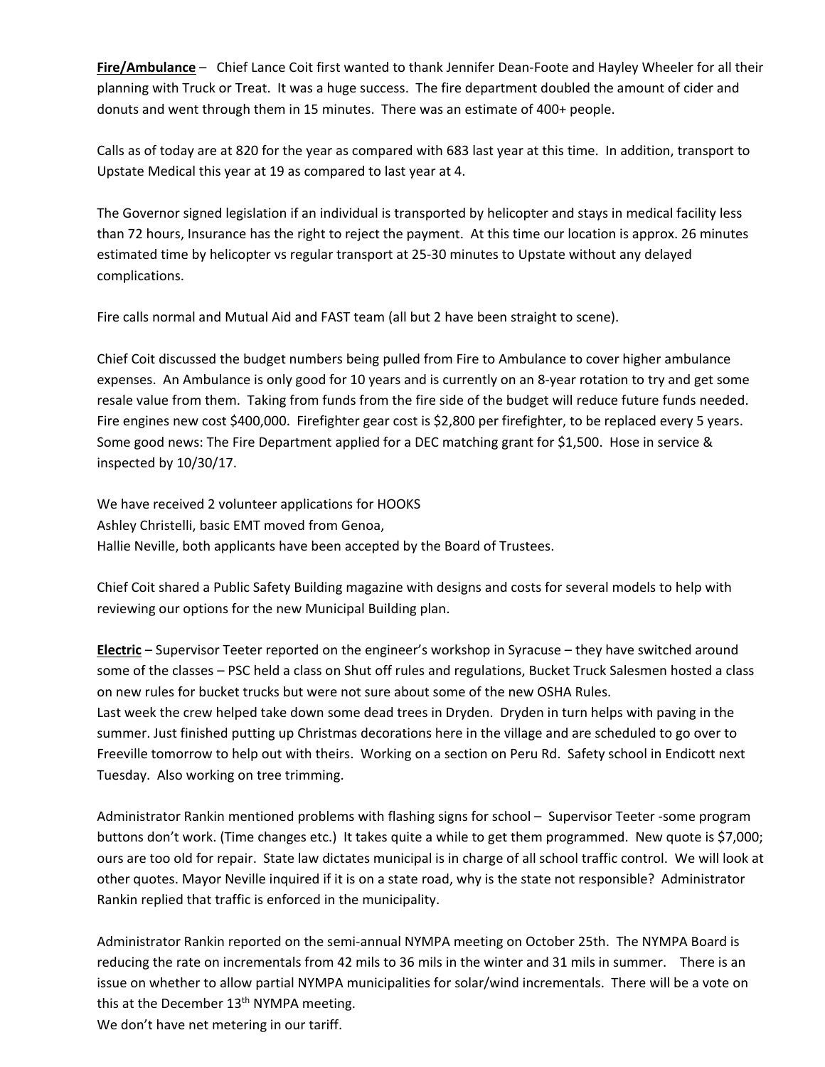**Fire/Ambulance** – Chief Lance Coit first wanted to thank Jennifer Dean-Foote and Hayley Wheeler for all their planning with Truck or Treat. It was a huge success. The fire department doubled the amount of cider and donuts and went through them in 15 minutes. There was an estimate of 400+ people.

Calls as of today are at 820 for the year as compared with 683 last year at this time. In addition, transport to Upstate Medical this year at 19 as compared to last year at 4.

The Governor signed legislation if an individual is transported by helicopter and stays in medical facility less than 72 hours, Insurance has the right to reject the payment. At this time our location is approx. 26 minutes estimated time by helicopter vs regular transport at 25-30 minutes to Upstate without any delayed complications.

Fire calls normal and Mutual Aid and FAST team (all but 2 have been straight to scene).

Chief Coit discussed the budget numbers being pulled from Fire to Ambulance to cover higher ambulance expenses. An Ambulance is only good for 10 years and is currently on an 8-year rotation to try and get some resale value from them. Taking from funds from the fire side of the budget will reduce future funds needed. Fire engines new cost $400,000. Firefighter gear cost is $2,800 per firefighter, to be replaced every 5 years. Some good news: The Fire Department applied for a DEC matching grant for $1,500. Hose in service & inspected by 10/30/17.

We have received 2 volunteer applications for HOOKS
Ashley Christelli, basic EMT moved from Genoa,
Hallie Neville, both applicants have been accepted by the Board of Trustees.

Chief Coit shared a Public Safety Building magazine with designs and costs for several models to help with reviewing our options for the new Municipal Building plan.

**Electric** – Supervisor Teeter reported on the engineer's workshop in Syracuse – they have switched around some of the classes – PSC held a class on Shut off rules and regulations, Bucket Truck Salesmen hosted a class on new rules for bucket trucks but were not sure about some of the new OSHA Rules.
Last week the crew helped take down some dead trees in Dryden. Dryden in turn helps with paving in the summer. Just finished putting up Christmas decorations here in the village and are scheduled to go over to Freeville tomorrow to help out with theirs. Working on a section on Peru Rd. Safety school in Endicott next Tuesday. Also working on tree trimming.

Administrator Rankin mentioned problems with flashing signs for school – Supervisor Teeter -some program buttons don't work. (Time changes etc.) It takes quite a while to get them programmed. New quote is $7,000; ours are too old for repair. State law dictates municipal is in charge of all school traffic control. We will look at other quotes. Mayor Neville inquired if it is on a state road, why is the state not responsible? Administrator Rankin replied that traffic is enforced in the municipality.

Administrator Rankin reported on the semi-annual NYMPA meeting on October 25th. The NYMPA Board is reducing the rate on incrementals from 42 mils to 36 mils in the winter and 31 mils in summer. There is an issue on whether to allow partial NYMPA municipalities for solar/wind incrementals. There will be a vote on this at the December 13th NYMPA meeting.
We don't have net metering in our tariff.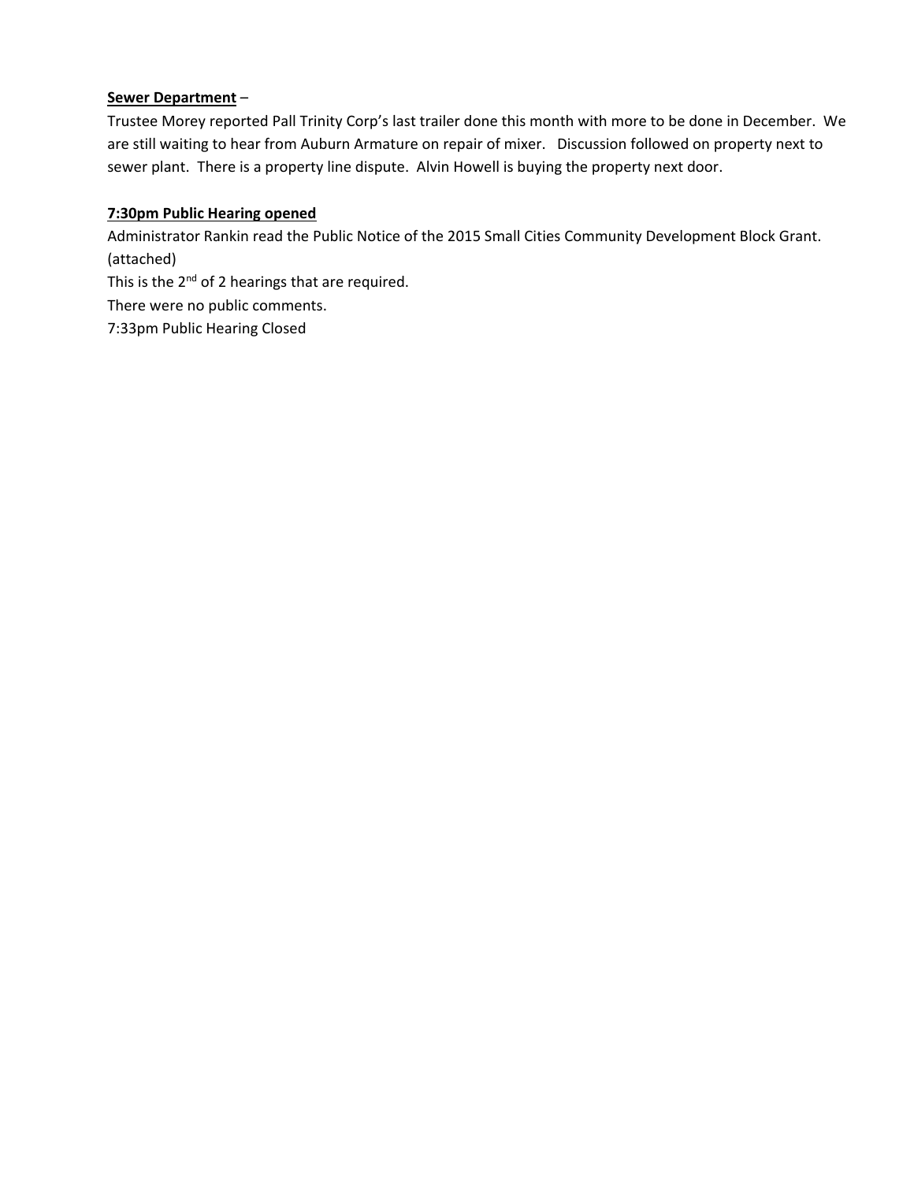**Sewer Department** –

Trustee Morey reported Pall Trinity Corp's last trailer done this month with more to be done in December. We are still waiting to hear from Auburn Armature on repair of mixer. Discussion followed on property next to sewer plant. There is a property line dispute. Alvin Howell is buying the property next door.

**7:30pm Public Hearing opened**

Administrator Rankin read the Public Notice of the 2015 Small Cities Community Development Block Grant. (attached)

This is the 2nd of 2 hearings that are required.

There were no public comments.

7:33pm Public Hearing Closed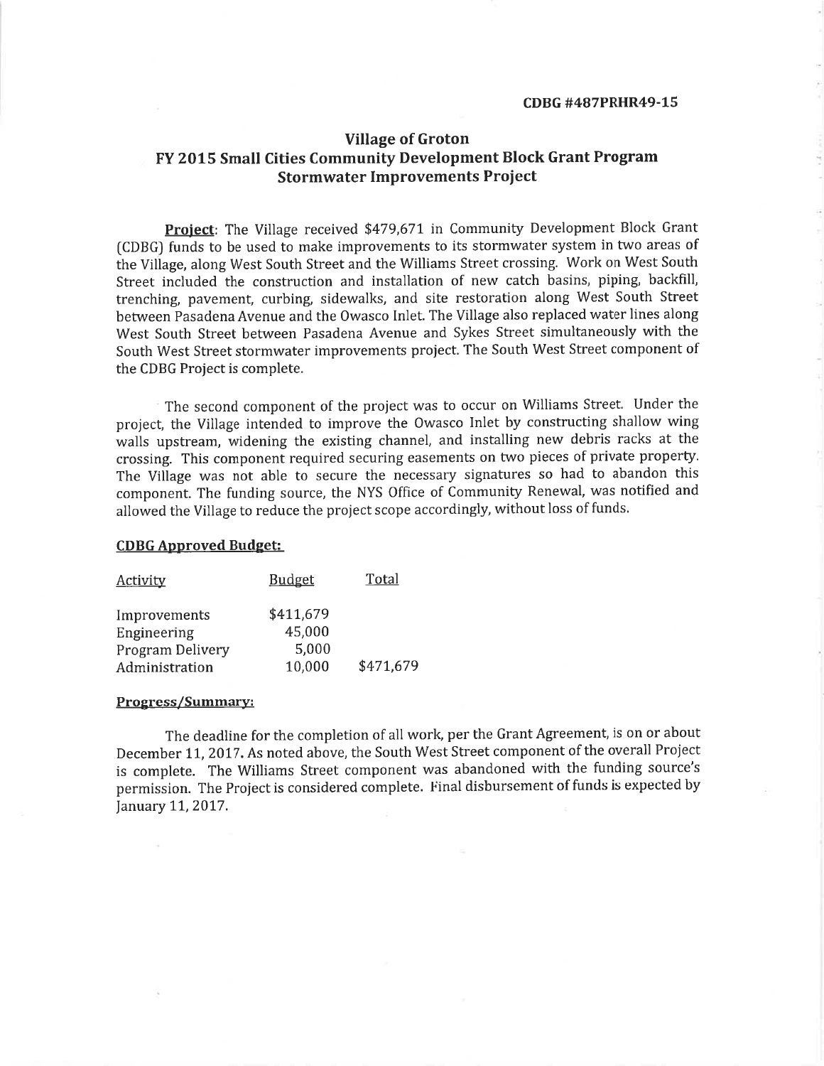**CDBG #487PRHR49-15**

# Village of Groton
## FY 2015 Small Cities Community Development Block Grant Program
## Stormwater Improvements Project

**Project**: The Village received $479,671 in Community Development Block Grant (CDBG) funds to be used to make improvements to its stormwater system in two areas of the Village, along West South Street and the Williams Street crossing. Work on West South Street included the construction and installation of new catch basins, piping, backfill, trenching, pavement, curbing, sidewalks, and site restoration along West South Street between Pasadena Avenue and the Owasco Inlet. The Village also replaced water lines along West South Street between Pasadena Avenue and Sykes Street simultaneously with the South West Street stormwater improvements project. The South West Street component of the CDBG Project is complete.

The second component of the project was to occur on Williams Street. Under the project, the Village intended to improve the Owasco Inlet by constructing shallow wing walls upstream, widening the existing channel, and installing new debris racks at the crossing. This component required securing easements on two pieces of private property. The Village was not able to secure the necessary signatures so had to abandon this component. The funding source, the NYS Office of Community Renewal, was notified and allowed the Village to reduce the project scope accordingly, without loss of funds.

**CDBG Approved Budget:**

| Activity | Budget | Total |
|---|---|---|
| Improvements | $411,679 | |
| Engineering | 45,000 | |
| Program Delivery | 5,000 | |
| Administration | 10,000 | $471,679 |

**Progress/Summary:**

The deadline for the completion of all work, per the Grant Agreement, is on or about December 11, 2017. As noted above, the South West Street component of the overall Project is complete. The Williams Street component was abandoned with the funding source's permission. The Project is considered complete. Final disbursement of funds is expected by January 11, 2017.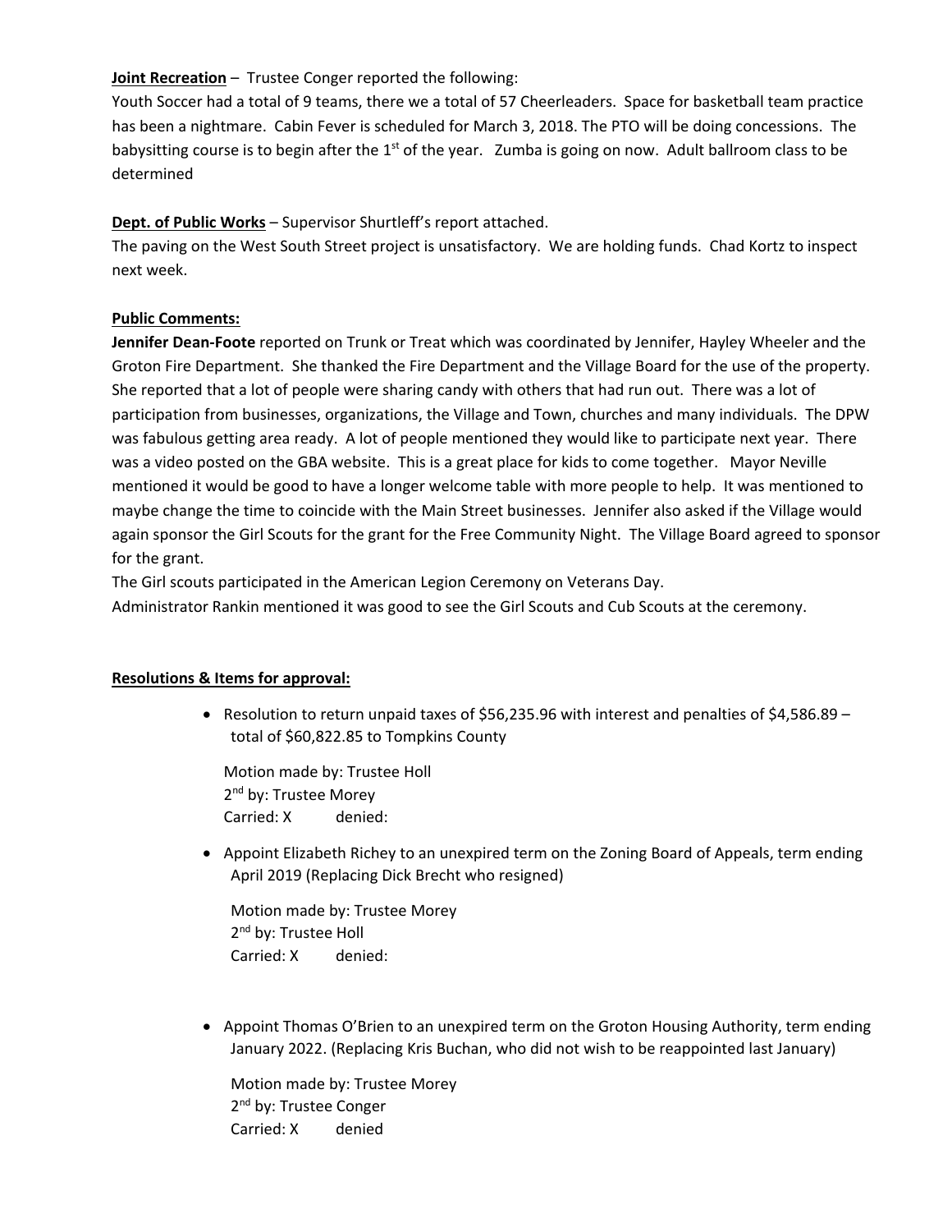**Joint Recreation** – Trustee Conger reported the following:
Youth Soccer had a total of 9 teams, there we a total of 57 Cheerleaders. Space for basketball team practice has been a nightmare. Cabin Fever is scheduled for March 3, 2018. The PTO will be doing concessions. The babysitting course is to begin after the 1st of the year. Zumba is going on now. Adult ballroom class to be determined

**Dept. of Public Works** – Supervisor Shurtleff's report attached.
The paving on the West South Street project is unsatisfactory. We are holding funds. Chad Kortz to inspect next week.

**Public Comments:**
**Jennifer Dean-Foote** reported on Trunk or Treat which was coordinated by Jennifer, Hayley Wheeler and the Groton Fire Department. She thanked the Fire Department and the Village Board for the use of the property. She reported that a lot of people were sharing candy with others that had run out. There was a lot of participation from businesses, organizations, the Village and Town, churches and many individuals. The DPW was fabulous getting area ready. A lot of people mentioned they would like to participate next year. There was a video posted on the GBA website. This is a great place for kids to come together. Mayor Neville mentioned it would be good to have a longer welcome table with more people to help. It was mentioned to maybe change the time to coincide with the Main Street businesses. Jennifer also asked if the Village would again sponsor the Girl Scouts for the grant for the Free Community Night. The Village Board agreed to sponsor for the grant.
The Girl scouts participated in the American Legion Ceremony on Veterans Day.
Administrator Rankin mentioned it was good to see the Girl Scouts and Cub Scouts at the ceremony.

**Resolutions & Items for approval:**

- Resolution to return unpaid taxes of $56,235.96 with interest and penalties of $4,586.89 – total of $60,822.85 to Tompkins County

  Motion made by: Trustee Holl
  2nd by: Trustee Morey
  Carried: X denied:

- Appoint Elizabeth Richey to an unexpired term on the Zoning Board of Appeals, term ending April 2019 (Replacing Dick Brecht who resigned)

  Motion made by: Trustee Morey
  2nd by: Trustee Holl
  Carried: X denied:

- Appoint Thomas O'Brien to an unexpired term on the Groton Housing Authority, term ending January 2022. (Replacing Kris Buchan, who did not wish to be reappointed last January)

  Motion made by: Trustee Morey
  2nd by: Trustee Conger
  Carried: X denied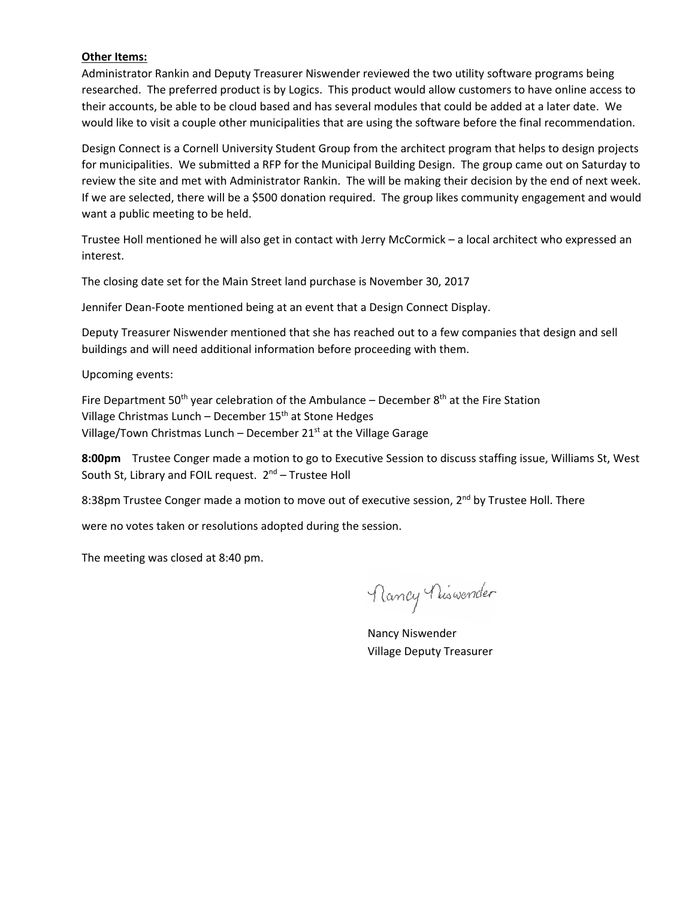**Other Items:**

Administrator Rankin and Deputy Treasurer Niswender reviewed the two utility software programs being researched. The preferred product is by Logics. This product would allow customers to have online access to their accounts, be able to be cloud based and has several modules that could be added at a later date. We would like to visit a couple other municipalities that are using the software before the final recommendation.

Design Connect is a Cornell University Student Group from the architect program that helps to design projects for municipalities. We submitted a RFP for the Municipal Building Design. The group came out on Saturday to review the site and met with Administrator Rankin. The will be making their decision by the end of next week. If we are selected, there will be a $500 donation required. The group likes community engagement and would want a public meeting to be held.

Trustee Holl mentioned he will also get in contact with Jerry McCormick – a local architect who expressed an interest.

The closing date set for the Main Street land purchase is November 30, 2017

Jennifer Dean-Foote mentioned being at an event that a Design Connect Display.

Deputy Treasurer Niswender mentioned that she has reached out to a few companies that design and sell buildings and will need additional information before proceeding with them.

Upcoming events:

Fire Department 50th year celebration of the Ambulance – December 8th at the Fire Station
Village Christmas Lunch – December 15th at Stone Hedges
Village/Town Christmas Lunch – December 21st at the Village Garage

**8:00pm** Trustee Conger made a motion to go to Executive Session to discuss staffing issue, Williams St, West South St, Library and FOIL request. 2nd – Trustee Holl

8:38pm Trustee Conger made a motion to move out of executive session, 2nd by Trustee Holl. There were no votes taken or resolutions adopted during the session.

The meeting was closed at 8:40 pm.

Nancy Niswender

Nancy Niswender
Village Deputy Treasurer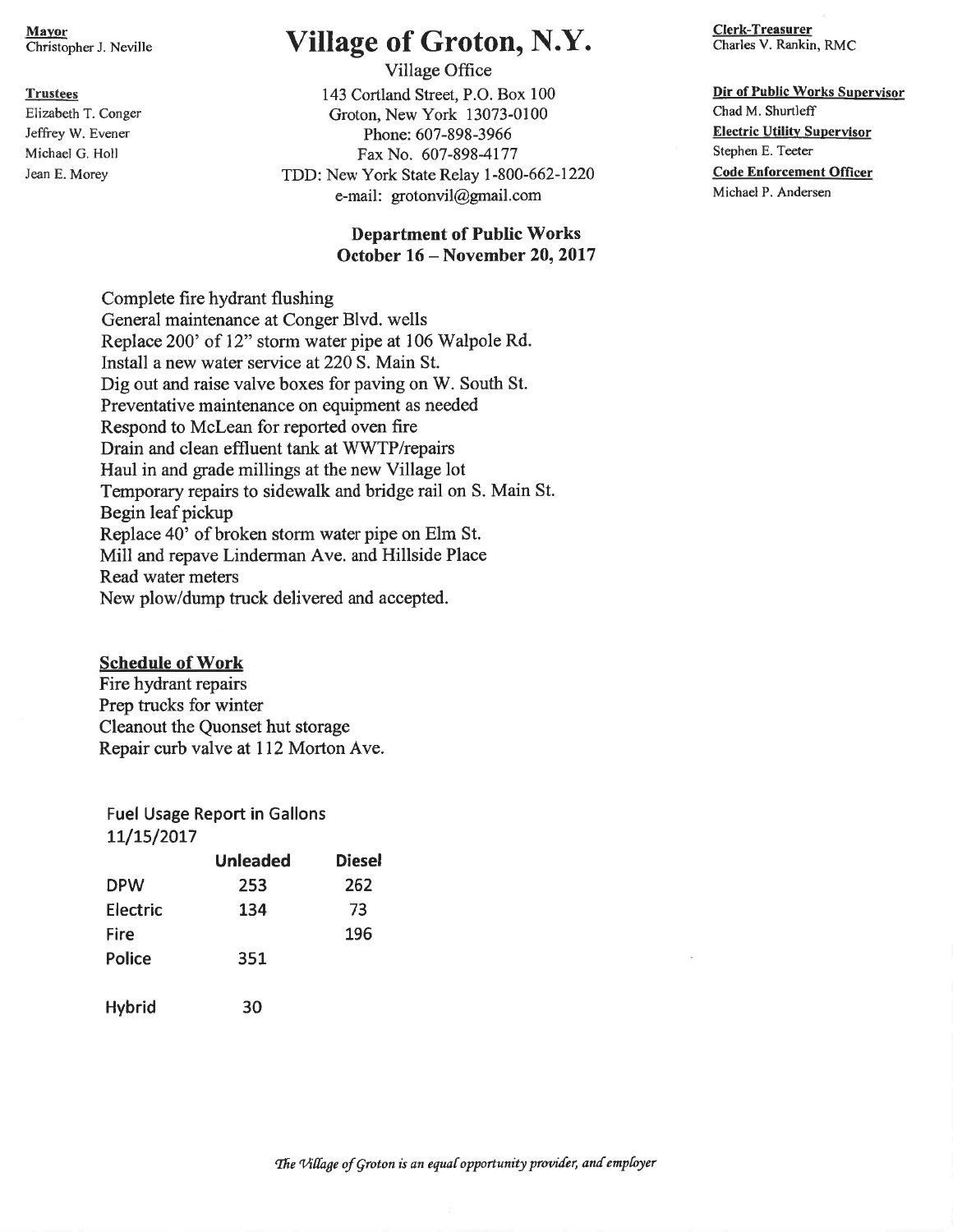**Mayor**
Christopher J. Neville

**Trustees**
Elizabeth T. Conger
Jeffrey W. Evener
Michael G. Holl
Jean E. Morey

# Village of Groton, N.Y.

Village Office
143 Cortland Street, P.O. Box 100
Groton, New York 13073-0100
Phone: 607-898-3966
Fax No. 607-898-4177
TDD: New York State Relay 1-800-662-1220
e-mail: grotonvil@gmail.com

**Clerk-Treasurer**
Charles V. Rankin, RMC

**Dir of Public Works Supervisor**
Chad M. Shurtleff

**Electric Utility Supervisor**
Stephen E. Teeter

**Code Enforcement Officer**
Michael P. Andersen

## Department of Public Works
## October 16 – November 20, 2017

Complete fire hydrant flushing
General maintenance at Conger Blvd. wells
Replace 200' of 12" storm water pipe at 106 Walpole Rd.
Install a new water service at 220 S. Main St.
Dig out and raise valve boxes for paving on W. South St.
Preventative maintenance on equipment as needed
Respond to McLean for reported oven fire
Drain and clean effluent tank at WWTP/repairs
Haul in and grade millings at the new Village lot
Temporary repairs to sidewalk and bridge rail on S. Main St.
Begin leaf pickup
Replace 40' of broken storm water pipe on Elm St.
Mill and repave Linderman Ave. and Hillside Place
Read water meters
New plow/dump truck delivered and accepted.

**Schedule of Work**

Fire hydrant repairs
Prep trucks for winter
Cleanout the Quonset hut storage
Repair curb valve at 112 Morton Ave.

Fuel Usage Report in Gallons
11/15/2017

| | Unleaded | Diesel |
|---|---|---|
| DPW | 253 | 262 |
| Electric | 134 | 73 |
| Fire | | 196 |
| Police | 351 | |
| Hybrid | 30 | |

*The Village of Groton is an equal opportunity provider, and employer*